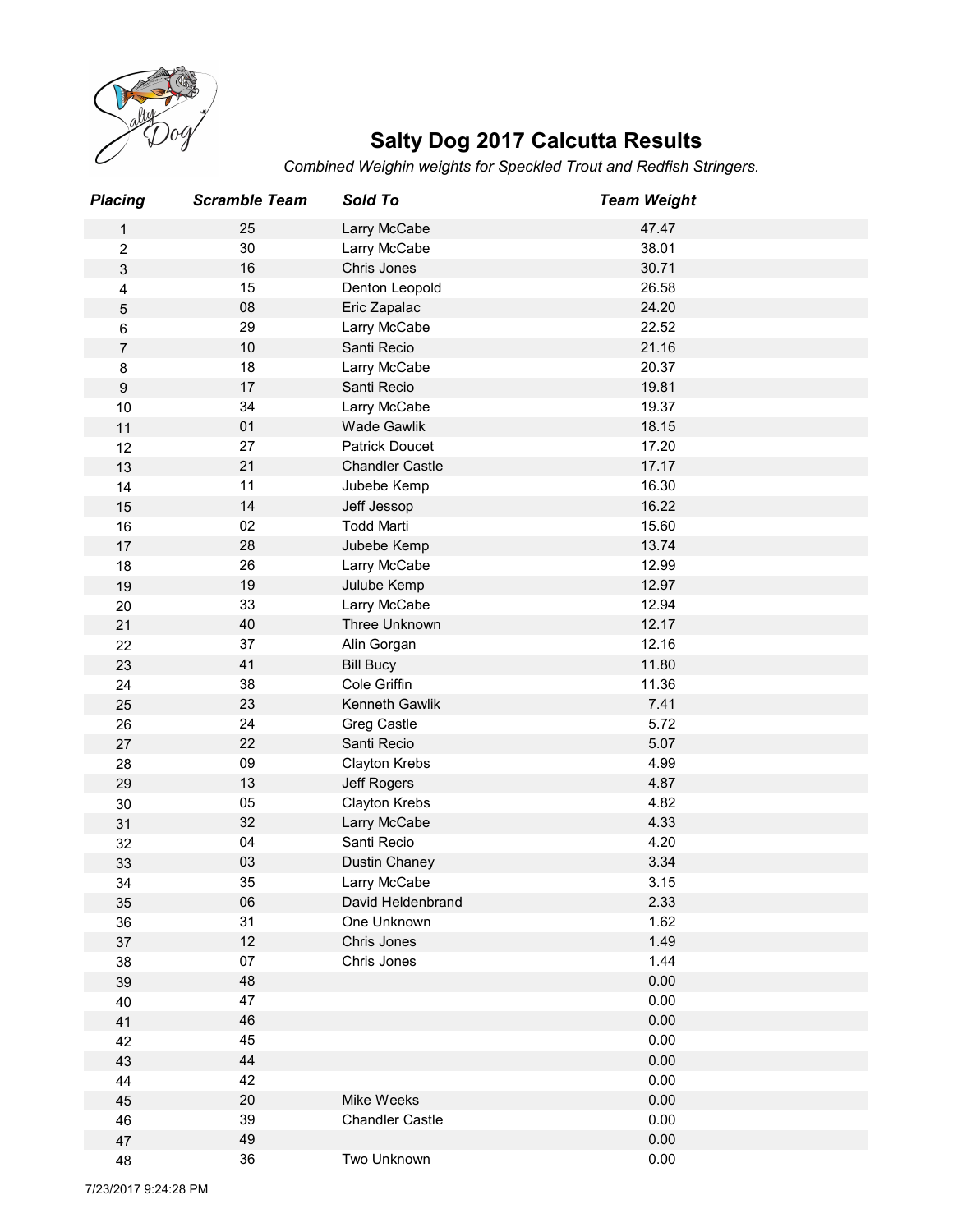# Salty Dog 2017 Calcutta Results

*Combined Weighin weights for Speckled Trout and Redfish Stringers.*

| Placing | Scramble Team | Sold To | Team Weight |
|---|---|---|---|
| 1 | 25 | Larry McCabe | 47.47 |
| 2 | 30 | Larry McCabe | 38.01 |
| 3 | 16 | Chris Jones | 30.71 |
| 4 | 15 | Denton Leopold | 26.58 |
| 5 | 08 | Eric Zapalac | 24.20 |
| 6 | 29 | Larry McCabe | 22.52 |
| 7 | 10 | Santi Recio | 21.16 |
| 8 | 18 | Larry McCabe | 20.37 |
| 9 | 17 | Santi Recio | 19.81 |
| 10 | 34 | Larry McCabe | 19.37 |
| 11 | 01 | Wade Gawlik | 18.15 |
| 12 | 27 | Patrick Doucet | 17.20 |
| 13 | 21 | Chandler Castle | 17.17 |
| 14 | 11 | Jubebe Kemp | 16.30 |
| 15 | 14 | Jeff Jessop | 16.22 |
| 16 | 02 | Todd Marti | 15.60 |
| 17 | 28 | Jubebe Kemp | 13.74 |
| 18 | 26 | Larry McCabe | 12.99 |
| 19 | 19 | Julube Kemp | 12.97 |
| 20 | 33 | Larry McCabe | 12.94 |
| 21 | 40 | Three Unknown | 12.17 |
| 22 | 37 | Alin Gorgan | 12.16 |
| 23 | 41 | Bill Bucy | 11.80 |
| 24 | 38 | Cole Griffin | 11.36 |
| 25 | 23 | Kenneth Gawlik | 7.41 |
| 26 | 24 | Greg Castle | 5.72 |
| 27 | 22 | Santi Recio | 5.07 |
| 28 | 09 | Clayton Krebs | 4.99 |
| 29 | 13 | Jeff Rogers | 4.87 |
| 30 | 05 | Clayton Krebs | 4.82 |
| 31 | 32 | Larry McCabe | 4.33 |
| 32 | 04 | Santi Recio | 4.20 |
| 33 | 03 | Dustin Chaney | 3.34 |
| 34 | 35 | Larry McCabe | 3.15 |
| 35 | 06 | David Heldenbrand | 2.33 |
| 36 | 31 | One Unknown | 1.62 |
| 37 | 12 | Chris Jones | 1.49 |
| 38 | 07 | Chris Jones | 1.44 |
| 39 | 48 | | 0.00 |
| 40 | 47 | | 0.00 |
| 41 | 46 | | 0.00 |
| 42 | 45 | | 0.00 |
| 43 | 44 | | 0.00 |
| 44 | 42 | | 0.00 |
| 45 | 20 | Mike Weeks | 0.00 |
| 46 | 39 | Chandler Castle | 0.00 |
| 47 | 49 | | 0.00 |
| 48 | 36 | Two Unknown | 0.00 |

7/23/2017 9:24:28 PM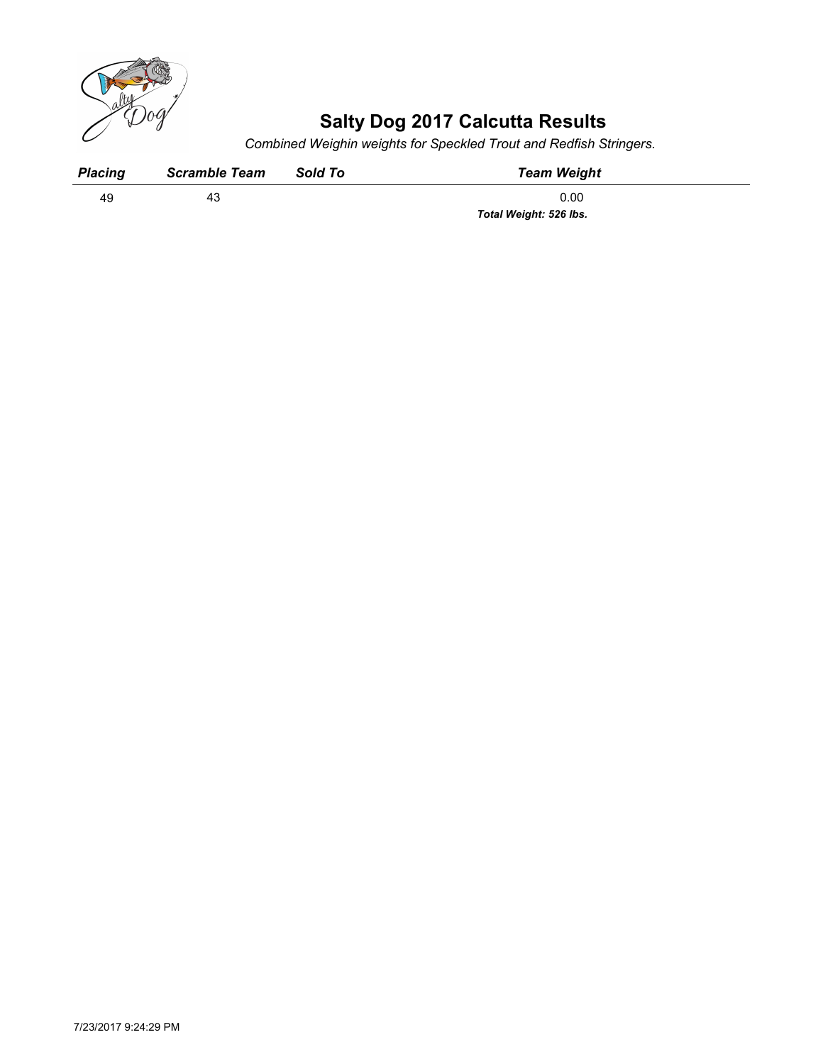# Salty Dog 2017 Calcutta Results

*Combined Weighin weights for Speckled Trout and Redfish Stringers.*

| ***Placing*** | ***Scramble Team*** | ***Sold To*** | ***Team Weight*** |
|---|---|---|---|
| 49 | 43 | | 0.00 |
| | | | ***Total Weight: 526 lbs.*** |

7/23/2017 9:24:29 PM